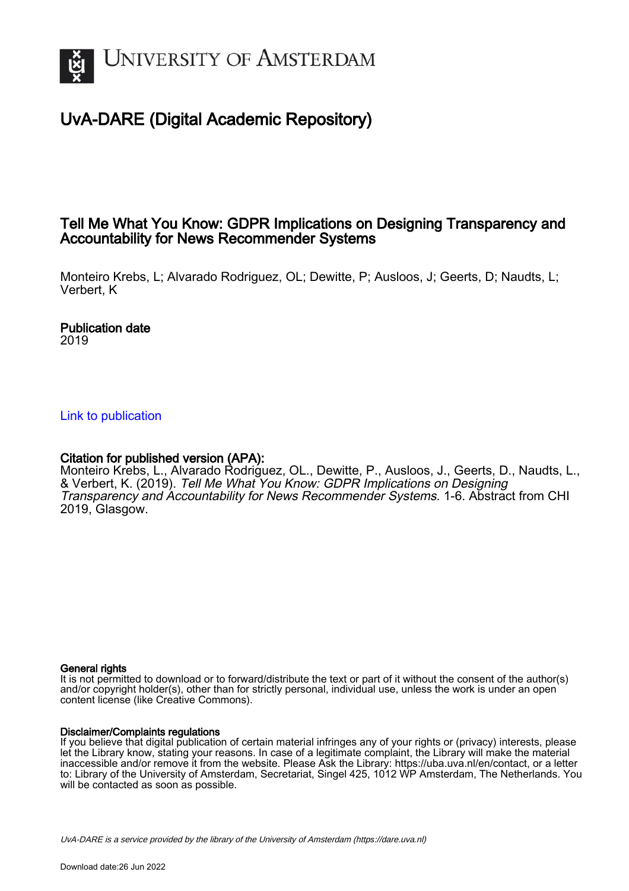# UvA-DARE (Digital Academic Repository)

## Tell Me What You Know: GDPR Implications on Designing Transparency and Accountability for News Recommender Systems

Monteiro Krebs, L; Alvarado Rodriguez, OL; Dewitte, P; Ausloos, J; Geerts, D; Naudts, L; Verbert, K

### Publication date

2019

[Link to publication](#)

### Citation for published version (APA):

Monteiro Krebs, L., Alvarado Rodriguez, OL., Dewitte, P., Ausloos, J., Geerts, D., Naudts, L., & Verbert, K. (2019). *Tell Me What You Know: GDPR Implications on Designing Transparency and Accountability for News Recommender Systems*. 1-6. Abstract from CHI 2019, Glasgow.

#### General rights

It is not permitted to download or to forward/distribute the text or part of it without the consent of the author(s) and/or copyright holder(s), other than for strictly personal, individual use, unless the work is under an open content license (like Creative Commons).

#### Disclaimer/Complaints regulations

If you believe that digital publication of certain material infringes any of your rights or (privacy) interests, please let the Library know, stating your reasons. In case of a legitimate complaint, the Library will make the material inaccessible and/or remove it from the website. Please Ask the Library: https://uba.uva.nl/en/contact, or a letter to: Library of the University of Amsterdam, Secretariat, Singel 425, 1012 WP Amsterdam, The Netherlands. You will be contacted as soon as possible.

*UvA-DARE is a service provided by the library of the University of Amsterdam (https://dare.uva.nl)*

Download date:26 Jun 2022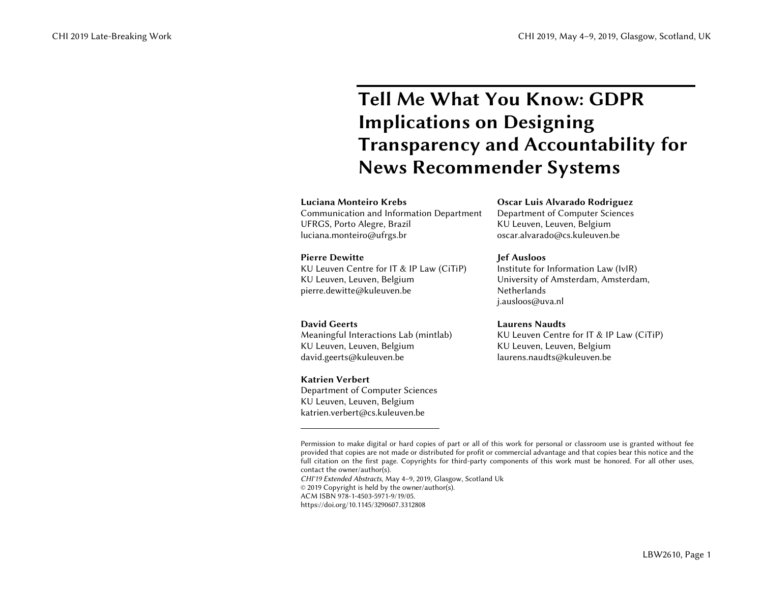# Tell Me What You Know: GDPR Implications on Designing Transparency and Accountability for News Recommender Systems

**Luciana Monteiro Krebs**
Communication and Information Department
UFRGS, Porto Alegre, Brazil
luciana.monteiro@ufrgs.br

**Oscar Luis Alvarado Rodriguez**
Department of Computer Sciences
KU Leuven, Leuven, Belgium
oscar.alvarado@cs.kuleuven.be

**Pierre Dewitte**
KU Leuven Centre for IT & IP Law (CiTiP)
KU Leuven, Leuven, Belgium
pierre.dewitte@kuleuven.be

**Jef Ausloos**
Institute for Information Law (IvIR)
University of Amsterdam, Amsterdam, Netherlands
j.ausloos@uva.nl

**David Geerts**
Meaningful Interactions Lab (mintlab)
KU Leuven, Leuven, Belgium
david.geerts@kuleuven.be

**Laurens Naudts**
KU Leuven Centre for IT & IP Law (CiTiP)
KU Leuven, Leuven, Belgium
laurens.naudts@kuleuven.be

**Katrien Verbert**
Department of Computer Sciences
KU Leuven, Leuven, Belgium
katrien.verbert@cs.kuleuven.be

---

Permission to make digital or hard copies of part or all of this work for personal or classroom use is granted without fee provided that copies are not made or distributed for profit or commercial advantage and that copies bear this notice and the full citation on the first page. Copyrights for third-party components of this work must be honored. For all other uses, contact the owner/author(s).
*CHI'19 Extended Abstracts*, May 4–9, 2019, Glasgow, Scotland Uk
© 2019 Copyright is held by the owner/author(s).
ACM ISBN 978-1-4503-5971-9/19/05.
https://doi.org/10.1145/3290607.3312808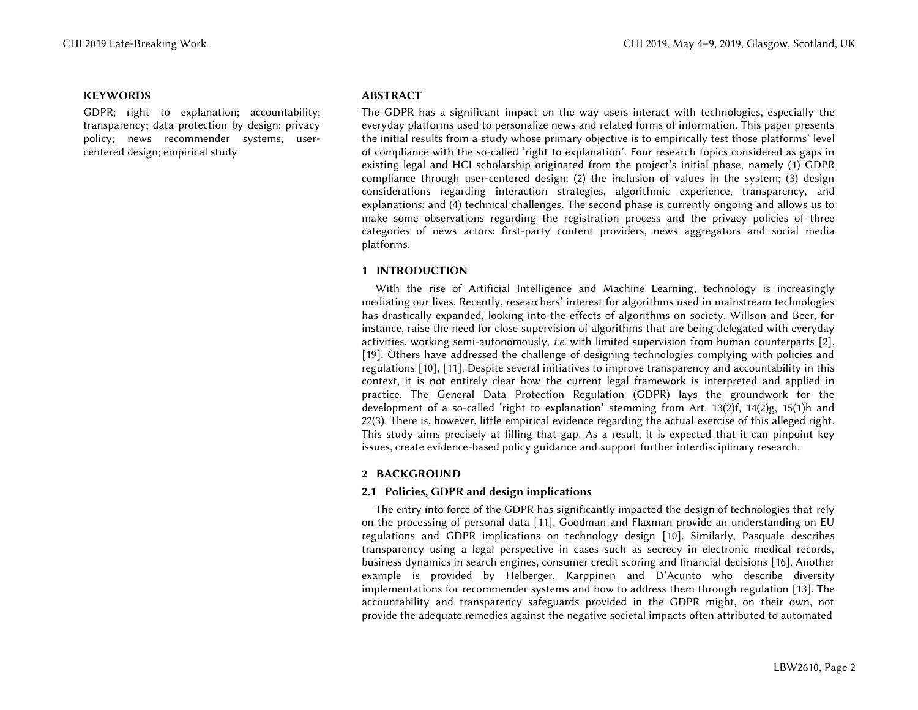## KEYWORDS

GDPR; right to explanation; accountability; transparency; data protection by design; privacy policy; news recommender systems; user-centered design; empirical study

## ABSTRACT

The GDPR has a significant impact on the way users interact with technologies, especially the everyday platforms used to personalize news and related forms of information. This paper presents the initial results from a study whose primary objective is to empirically test those platforms' level of compliance with the so-called 'right to explanation'. Four research topics considered as gaps in existing legal and HCI scholarship originated from the project's initial phase, namely (1) GDPR compliance through user-centered design; (2) the inclusion of values in the system; (3) design considerations regarding interaction strategies, algorithmic experience, transparency, and explanations; and (4) technical challenges. The second phase is currently ongoing and allows us to make some observations regarding the registration process and the privacy policies of three categories of news actors: first-party content providers, news aggregators and social media platforms.

## 1 INTRODUCTION

With the rise of Artificial Intelligence and Machine Learning, technology is increasingly mediating our lives. Recently, researchers' interest for algorithms used in mainstream technologies has drastically expanded, looking into the effects of algorithms on society. Willson and Beer, for instance, raise the need for close supervision of algorithms that are being delegated with everyday activities, working semi-autonomously, *i.e.* with limited supervision from human counterparts [2], [19]. Others have addressed the challenge of designing technologies complying with policies and regulations [10], [11]. Despite several initiatives to improve transparency and accountability in this context, it is not entirely clear how the current legal framework is interpreted and applied in practice. The General Data Protection Regulation (GDPR) lays the groundwork for the development of a so-called 'right to explanation' stemming from Art. 13(2)f, 14(2)g, 15(1)h and 22(3). There is, however, little empirical evidence regarding the actual exercise of this alleged right. This study aims precisely at filling that gap. As a result, it is expected that it can pinpoint key issues, create evidence-based policy guidance and support further interdisciplinary research.

## 2 BACKGROUND

### 2.1 Policies, GDPR and design implications

The entry into force of the GDPR has significantly impacted the design of technologies that rely on the processing of personal data [11]. Goodman and Flaxman provide an understanding on EU regulations and GDPR implications on technology design [10]. Similarly, Pasquale describes transparency using a legal perspective in cases such as secrecy in electronic medical records, business dynamics in search engines, consumer credit scoring and financial decisions [16]. Another example is provided by Helberger, Karppinen and D'Acunto who describe diversity implementations for recommender systems and how to address them through regulation [13]. The accountability and transparency safeguards provided in the GDPR might, on their own, not provide the adequate remedies against the negative societal impacts often attributed to automated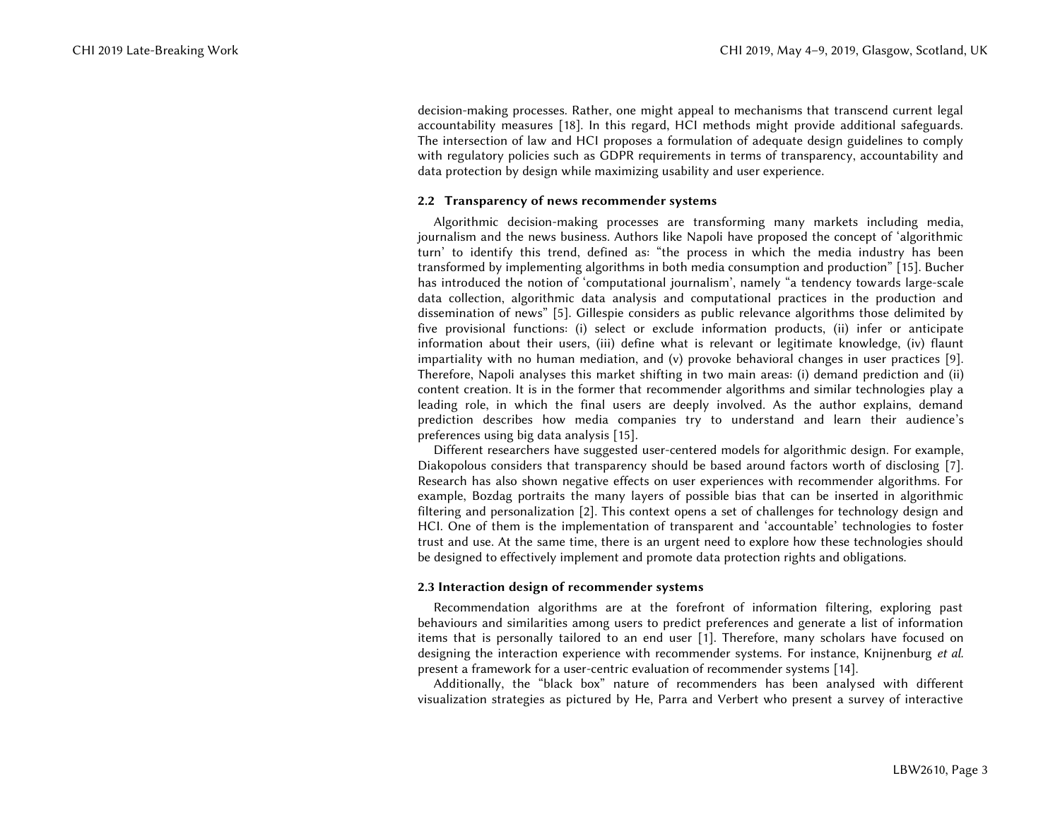decision-making processes. Rather, one might appeal to mechanisms that transcend current legal accountability measures [18]. In this regard, HCI methods might provide additional safeguards. The intersection of law and HCI proposes a formulation of adequate design guidelines to comply with regulatory policies such as GDPR requirements in terms of transparency, accountability and data protection by design while maximizing usability and user experience.

### 2.2 Transparency of news recommender systems

Algorithmic decision-making processes are transforming many markets including media, journalism and the news business. Authors like Napoli have proposed the concept of 'algorithmic turn' to identify this trend, defined as: "the process in which the media industry has been transformed by implementing algorithms in both media consumption and production" [15]. Bucher has introduced the notion of 'computational journalism', namely "a tendency towards large-scale data collection, algorithmic data analysis and computational practices in the production and dissemination of news" [5]. Gillespie considers as public relevance algorithms those delimited by five provisional functions: (i) select or exclude information products, (ii) infer or anticipate information about their users, (iii) define what is relevant or legitimate knowledge, (iv) flaunt impartiality with no human mediation, and (v) provoke behavioral changes in user practices [9]. Therefore, Napoli analyses this market shifting in two main areas: (i) demand prediction and (ii) content creation. It is in the former that recommender algorithms and similar technologies play a leading role, in which the final users are deeply involved. As the author explains, demand prediction describes how media companies try to understand and learn their audience's preferences using big data analysis [15].

Different researchers have suggested user-centered models for algorithmic design. For example, Diakopolous considers that transparency should be based around factors worth of disclosing [7]. Research has also shown negative effects on user experiences with recommender algorithms. For example, Bozdag portraits the many layers of possible bias that can be inserted in algorithmic filtering and personalization [2]. This context opens a set of challenges for technology design and HCI. One of them is the implementation of transparent and 'accountable' technologies to foster trust and use. At the same time, there is an urgent need to explore how these technologies should be designed to effectively implement and promote data protection rights and obligations.

### 2.3 Interaction design of recommender systems

Recommendation algorithms are at the forefront of information filtering, exploring past behaviours and similarities among users to predict preferences and generate a list of information items that is personally tailored to an end user [1]. Therefore, many scholars have focused on designing the interaction experience with recommender systems. For instance, Knijnenburg *et al.* present a framework for a user-centric evaluation of recommender systems [14].

Additionally, the "black box" nature of recommenders has been analysed with different visualization strategies as pictured by He, Parra and Verbert who present a survey of interactive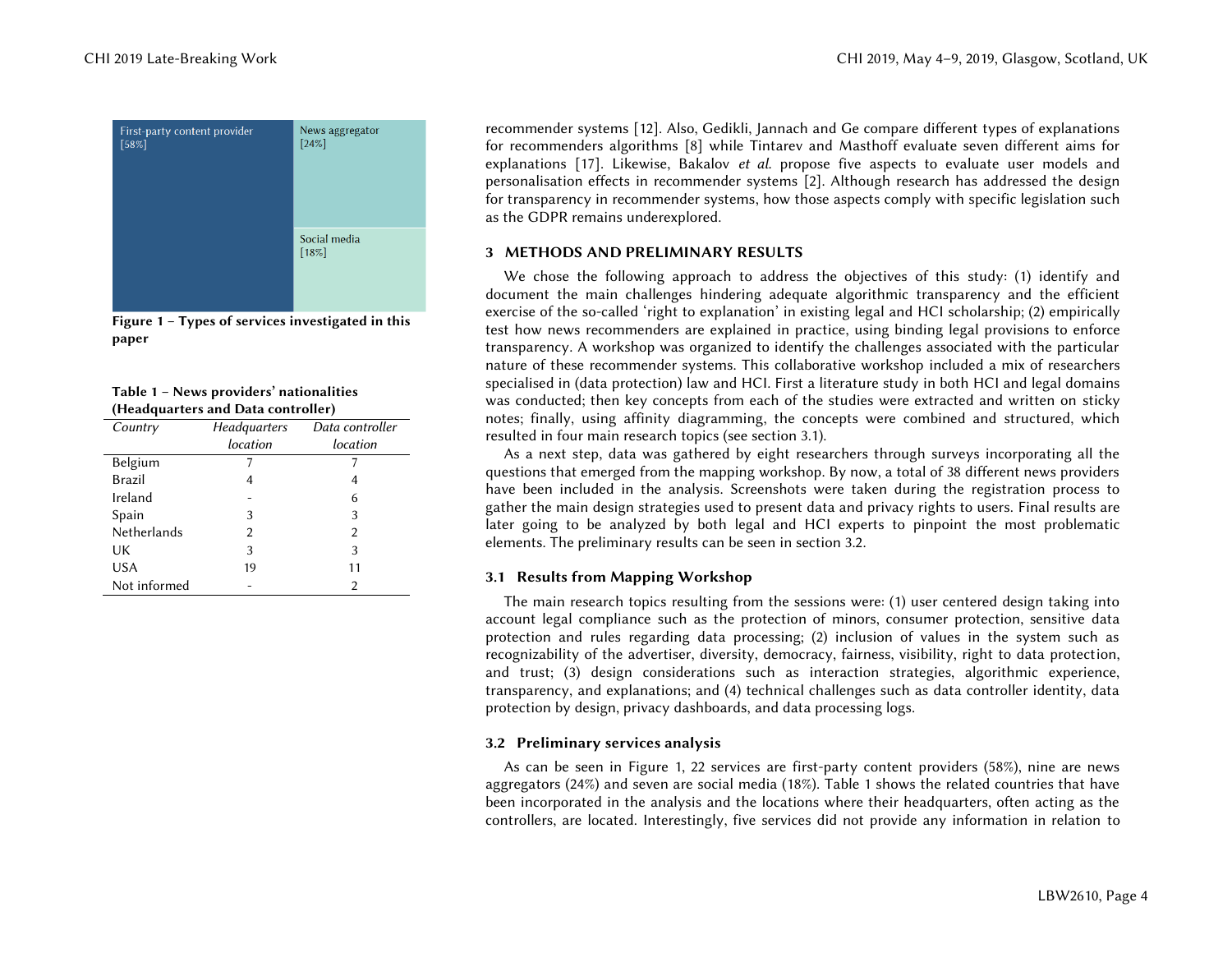First-party content provider [58%]

News aggregator [24%]

Social media [18%]

**Figure 1 – Types of services investigated in this paper**

**Table 1 – News providers' nationalities (Headquarters and Data controller)**

| *Country* | *Headquarters location* | *Data controller location* |
|---|---|---|
| Belgium | 7 | 7 |
| Brazil | 4 | 4 |
| Ireland | - | 6 |
| Spain | 3 | 3 |
| Netherlands | 2 | 2 |
| UK | 3 | 3 |
| USA | 19 | 11 |
| Not informed | - | 2 |

recommender systems [12]. Also, Gedikli, Jannach and Ge compare different types of explanations for recommenders algorithms [8] while Tintarev and Masthoff evaluate seven different aims for explanations [17]. Likewise, Bakalov *et al.* propose five aspects to evaluate user models and personalisation effects in recommender systems [2]. Although research has addressed the design for transparency in recommender systems, how those aspects comply with specific legislation such as the GDPR remains underexplored.

## 3 METHODS AND PRELIMINARY RESULTS

We chose the following approach to address the objectives of this study: (1) identify and document the main challenges hindering adequate algorithmic transparency and the efficient exercise of the so-called 'right to explanation' in existing legal and HCI scholarship; (2) empirically test how news recommenders are explained in practice, using binding legal provisions to enforce transparency. A workshop was organized to identify the challenges associated with the particular nature of these recommender systems. This collaborative workshop included a mix of researchers specialised in (data protection) law and HCI. First a literature study in both HCI and legal domains was conducted; then key concepts from each of the studies were extracted and written on sticky notes; finally, using affinity diagramming, the concepts were combined and structured, which resulted in four main research topics (see section 3.1).

As a next step, data was gathered by eight researchers through surveys incorporating all the questions that emerged from the mapping workshop. By now, a total of 38 different news providers have been included in the analysis. Screenshots were taken during the registration process to gather the main design strategies used to present data and privacy rights to users. Final results are later going to be analyzed by both legal and HCI experts to pinpoint the most problematic elements. The preliminary results can be seen in section 3.2.

### 3.1 Results from Mapping Workshop

The main research topics resulting from the sessions were: (1) user centered design taking into account legal compliance such as the protection of minors, consumer protection, sensitive data protection and rules regarding data processing; (2) inclusion of values in the system such as recognizability of the advertiser, diversity, democracy, fairness, visibility, right to data protection, and trust; (3) design considerations such as interaction strategies, algorithmic experience, transparency, and explanations; and (4) technical challenges such as data controller identity, data protection by design, privacy dashboards, and data processing logs.

### 3.2 Preliminary services analysis

As can be seen in Figure 1, 22 services are first-party content providers (58%), nine are news aggregators (24%) and seven are social media (18%). Table 1 shows the related countries that have been incorporated in the analysis and the locations where their headquarters, often acting as the controllers, are located. Interestingly, five services did not provide any information in relation to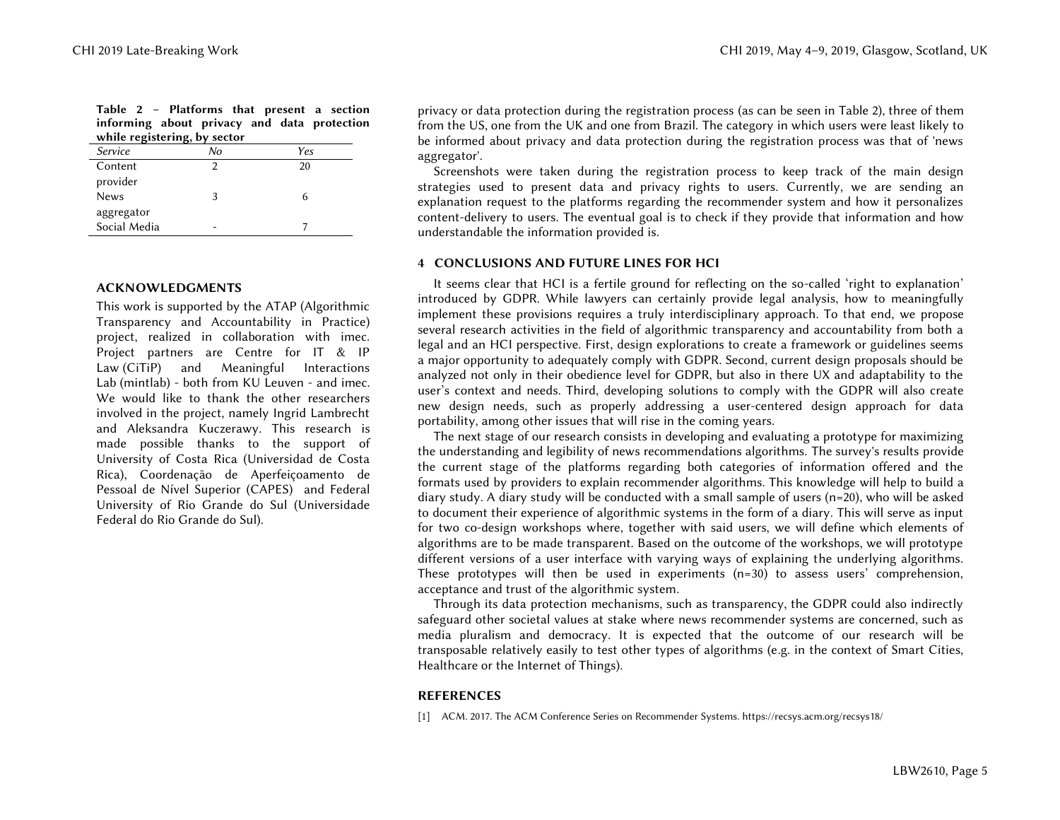**Table 2 – Platforms that present a section informing about privacy and data protection while registering, by sector**

| *Service* | *No* | *Yes* |
|---|---|---|
| Content provider | 2 | 20 |
| News aggregator | 3 | 6 |
| Social Media | - | 7 |

privacy or data protection during the registration process (as can be seen in Table 2), three of them from the US, one from the UK and one from Brazil. The category in which users were least likely to be informed about privacy and data protection during the registration process was that of 'news aggregator'.

Screenshots were taken during the registration process to keep track of the main design strategies used to present data and privacy rights to users. Currently, we are sending an explanation request to the platforms regarding the recommender system and how it personalizes content-delivery to users. The eventual goal is to check if they provide that information and how understandable the information provided is.

## 4 CONCLUSIONS AND FUTURE LINES FOR HCI

It seems clear that HCI is a fertile ground for reflecting on the so-called 'right to explanation' introduced by GDPR. While lawyers can certainly provide legal analysis, how to meaningfully implement these provisions requires a truly interdisciplinary approach. To that end, we propose several research activities in the field of algorithmic transparency and accountability from both a legal and an HCI perspective. First, design explorations to create a framework or guidelines seems a major opportunity to adequately comply with GDPR. Second, current design proposals should be analyzed not only in their obedience level for GDPR, but also in there UX and adaptability to the user's context and needs. Third, developing solutions to comply with the GDPR will also create new design needs, such as properly addressing a user-centered design approach for data portability, among other issues that will rise in the coming years.

The next stage of our research consists in developing and evaluating a prototype for maximizing the understanding and legibility of news recommendations algorithms. The survey's results provide the current stage of the platforms regarding both categories of information offered and the formats used by providers to explain recommender algorithms. This knowledge will help to build a diary study. A diary study will be conducted with a small sample of users (n=20), who will be asked to document their experience of algorithmic systems in the form of a diary. This will serve as input for two co-design workshops where, together with said users, we will define which elements of algorithms are to be made transparent. Based on the outcome of the workshops, we will prototype different versions of a user interface with varying ways of explaining the underlying algorithms. These prototypes will then be used in experiments (n=30) to assess users' comprehension, acceptance and trust of the algorithmic system.

Through its data protection mechanisms, such as transparency, the GDPR could also indirectly safeguard other societal values at stake where news recommender systems are concerned, such as media pluralism and democracy. It is expected that the outcome of our research will be transposable relatively easily to test other types of algorithms (e.g. in the context of Smart Cities, Healthcare or the Internet of Things).

## ACKNOWLEDGMENTS

This work is supported by the ATAP (Algorithmic Transparency and Accountability in Practice) project, realized in collaboration with imec. Project partners are Centre for IT & IP Law (CiTiP) and Meaningful Interactions Lab (mintlab) - both from KU Leuven - and imec. We would like to thank the other researchers involved in the project, namely Ingrid Lambrecht and Aleksandra Kuczerawy. This research is made possible thanks to the support of University of Costa Rica (Universidad de Costa Rica), Coordenação de Aperfeiçoamento de Pessoal de Nível Superior (CAPES) and Federal University of Rio Grande do Sul (Universidade Federal do Rio Grande do Sul).

## REFERENCES

[1] ACM. 2017. The ACM Conference Series on Recommender Systems. https://recsys.acm.org/recsys18/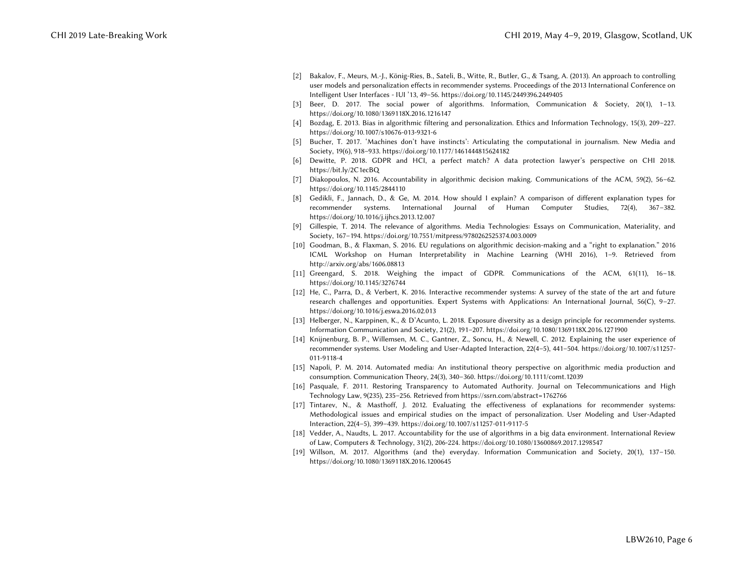[2] Bakalov, F., Meurs, M.-J., König-Ries, B., Sateli, B., Witte, R., Butler, G., & Tsang, A. (2013). An approach to controlling user models and personalization effects in recommender systems. Proceedings of the 2013 International Conference on Intelligent User Interfaces - IUI '13, 49–56. https://doi.org/10.1145/2449396.2449405

[3] Beer, D. 2017. The social power of algorithms. Information, Communication & Society, 20(1), 1–13. https://doi.org/10.1080/1369118X.2016.1216147

[4] Bozdag, E. 2013. Bias in algorithmic filtering and personalization. Ethics and Information Technology, 15(3), 209–227. https://doi.org/10.1007/s10676-013-9321-6

[5] Bucher, T. 2017. 'Machines don't have instincts': Articulating the computational in journalism. New Media and Society, 19(6), 918–933. https://doi.org/10.1177/1461444815624182

[6] Dewitte, P. 2018. GDPR and HCI, a perfect match? A data protection lawyer's perspective on CHI 2018. https://bit.ly/2C1ecBQ

[7] Diakopoulos, N. 2016. Accountability in algorithmic decision making. Communications of the ACM, 59(2), 56–62. https://doi.org/10.1145/2844110

[8] Gedikli, F., Jannach, D., & Ge, M. 2014. How should I explain? A comparison of different explanation types for recommender systems. International Journal of Human Computer Studies, 72(4), 367–382. https://doi.org/10.1016/j.ijhcs.2013.12.007

[9] Gillespie, T. 2014. The relevance of algorithms. Media Technologies: Essays on Communication, Materiality, and Society, 167–194. https://doi.org/10.7551/mitpress/9780262525374.003.0009

[10] Goodman, B., & Flaxman, S. 2016. EU regulations on algorithmic decision-making and a "right to explanation." 2016 ICML Workshop on Human Interpretability in Machine Learning (WHI 2016), 1–9. Retrieved from http://arxiv.org/abs/1606.08813

[11] Greengard, S. 2018. Weighing the impact of GDPR. Communications of the ACM, 61(11), 16–18. https://doi.org/10.1145/3276744

[12] He, C., Parra, D., & Verbert, K. 2016. Interactive recommender systems: A survey of the state of the art and future research challenges and opportunities. Expert Systems with Applications: An International Journal, 56(C), 9–27. https://doi.org/10.1016/j.eswa.2016.02.013

[13] Helberger, N., Karppinen, K., & D'Acunto, L. 2018. Exposure diversity as a design principle for recommender systems. Information Communication and Society, 21(2), 191–207. https://doi.org/10.1080/1369118X.2016.1271900

[14] Knijnenburg, B. P., Willemsen, M. C., Gantner, Z., Soncu, H., & Newell, C. 2012. Explaining the user experience of recommender systems. User Modeling and User-Adapted Interaction, 22(4–5), 441–504. https://doi.org/10.1007/s11257-011-9118-4

[15] Napoli, P. M. 2014. Automated media: An institutional theory perspective on algorithmic media production and consumption. Communication Theory, 24(3), 340–360. https://doi.org/10.1111/comt.12039

[16] Pasquale, F. 2011. Restoring Transparency to Automated Authority. Journal on Telecommunications and High Technology Law, 9(235), 235–256. Retrieved from https://ssrn.com/abstract=1762766

[17] Tintarev, N., & Masthoff, J. 2012. Evaluating the effectiveness of explanations for recommender systems: Methodological issues and empirical studies on the impact of personalization. User Modeling and User-Adapted Interaction, 22(4–5), 399–439. https://doi.org/10.1007/s11257-011-9117-5

[18] Vedder, A., Naudts, L. 2017. Accountability for the use of algorithms in a big data environment. International Review of Law, Computers & Technology, 31(2), 206-224. https://doi.org/10.1080/13600869.2017.1298547

[19] Willson, M. 2017. Algorithms (and the) everyday. Information Communication and Society, 20(1), 137–150. https://doi.org/10.1080/1369118X.2016.1200645